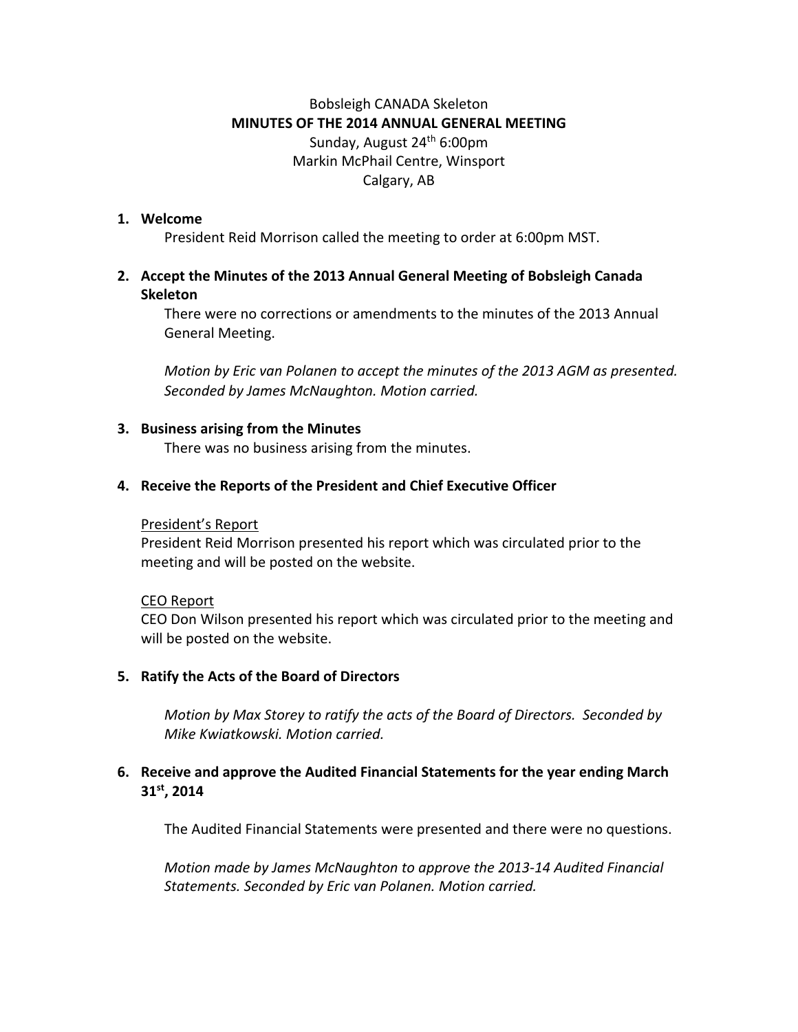Bobsleigh CANADA Skeleton

**MINUTES OF THE 2014 ANNUAL GENERAL MEETING**

Sunday, August 24th 6:00pm

Markin McPhail Centre, Winsport

Calgary, AB

1. **Welcome**

   President Reid Morrison called the meeting to order at 6:00pm MST.

2. **Accept the Minutes of the 2013 Annual General Meeting of Bobsleigh Canada Skeleton**

   There were no corrections or amendments to the minutes of the 2013 Annual General Meeting.

   *Motion by Eric van Polanen to accept the minutes of the 2013 AGM as presented. Seconded by James McNaughton. Motion carried.*

3. **Business arising from the Minutes**

   There was no business arising from the minutes.

4. **Receive the Reports of the President and Chief Executive Officer**

   President's Report

   President Reid Morrison presented his report which was circulated prior to the meeting and will be posted on the website.

   CEO Report

   CEO Don Wilson presented his report which was circulated prior to the meeting and will be posted on the website.

5. **Ratify the Acts of the Board of Directors**

   *Motion by Max Storey to ratify the acts of the Board of Directors. Seconded by Mike Kwiatkowski. Motion carried.*

6. **Receive and approve the Audited Financial Statements for the year ending March 31st, 2014**

   The Audited Financial Statements were presented and there were no questions.

   *Motion made by James McNaughton to approve the 2013-14 Audited Financial Statements. Seconded by Eric van Polanen. Motion carried.*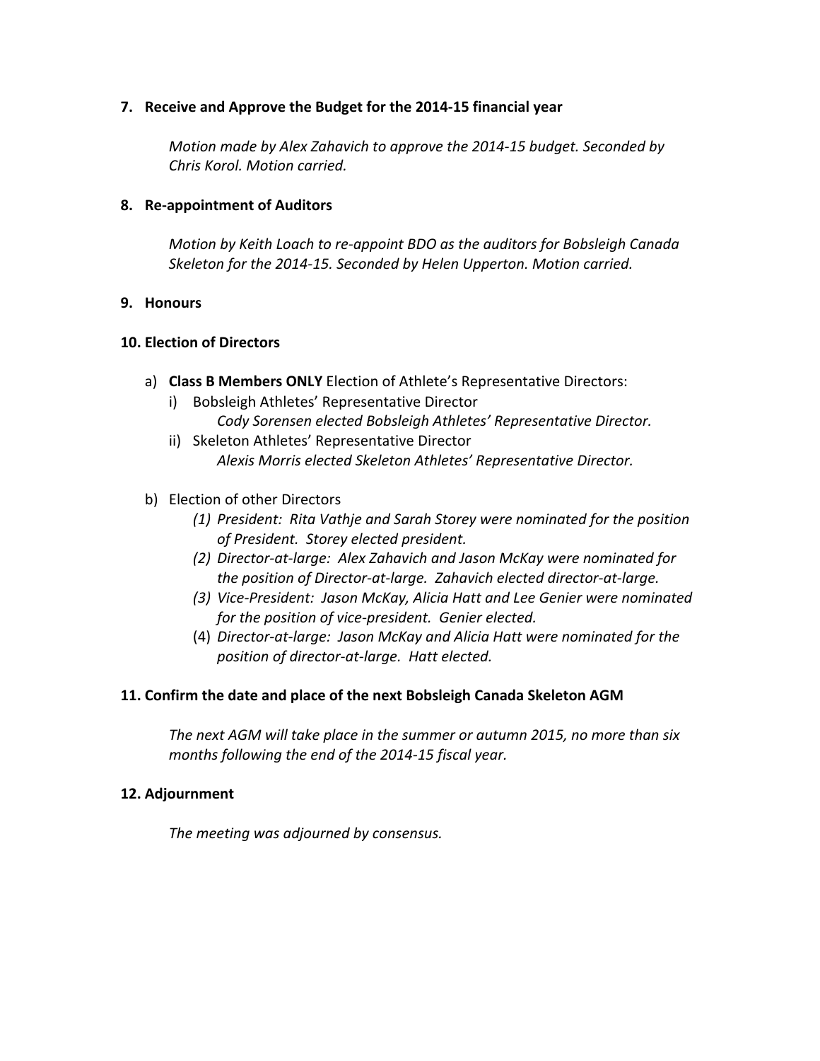**7. Receive and Approve the Budget for the 2014-15 financial year**

*Motion made by Alex Zahavich to approve the 2014-15 budget. Seconded by Chris Korol. Motion carried.*

**8. Re-appointment of Auditors**

*Motion by Keith Loach to re-appoint BDO as the auditors for Bobsleigh Canada Skeleton for the 2014-15. Seconded by Helen Upperton. Motion carried.*

**9. Honours**

**10. Election of Directors**

a) **Class B Members ONLY** Election of Athlete's Representative Directors:
   - i) Bobsleigh Athletes' Representative Director
     *Cody Sorensen elected Bobsleigh Athletes' Representative Director.*
   - ii) Skeleton Athletes' Representative Director
     *Alexis Morris elected Skeleton Athletes' Representative Director.*

b) Election of other Directors
   - *(1) President: Rita Vathje and Sarah Storey were nominated for the position of President. Storey elected president.*
   - *(2) Director-at-large: Alex Zahavich and Jason McKay were nominated for the position of Director-at-large. Zahavich elected director-at-large.*
   - *(3) Vice-President: Jason McKay, Alicia Hatt and Lee Genier were nominated for the position of vice-president. Genier elected.*
   - (4) *Director-at-large: Jason McKay and Alicia Hatt were nominated for the position of director-at-large. Hatt elected.*

**11. Confirm the date and place of the next Bobsleigh Canada Skeleton AGM**

*The next AGM will take place in the summer or autumn 2015, no more than six months following the end of the 2014-15 fiscal year.*

**12. Adjournment**

*The meeting was adjourned by consensus.*